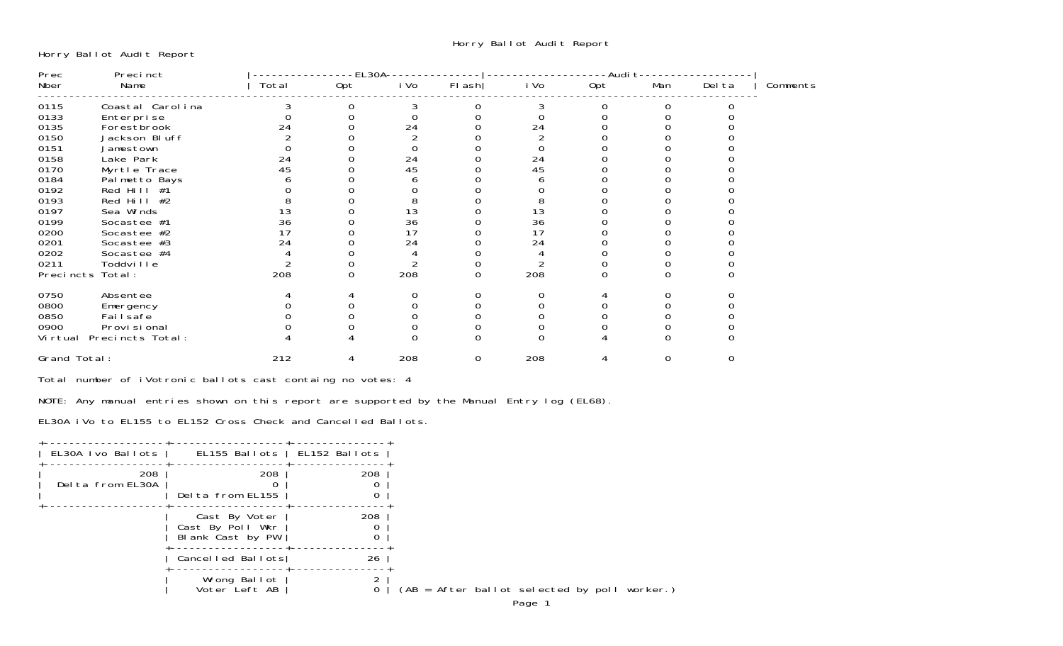# Horry Ballot Audit Report

Horry Ballot Audit Report

| Prec Nber | Precinct Name | EL30A Total | EL30A Opt | EL30A iVo | EL30A Flash | Audit iVo | Audit Opt | Audit Man | Audit Delta | Comments |
|---|---|---|---|---|---|---|---|---|---|---|
| 0115 | Coastal Carolina | 3 | 0 | 3 | 0 | 3 | 0 | 0 | 0 | |
| 0133 | Enterprise | 0 | 0 | 0 | 0 | 0 | 0 | 0 | 0 | |
| 0135 | Forestbrook | 24 | 0 | 24 | 0 | 24 | 0 | 0 | 0 | |
| 0150 | Jackson Bluff | 2 | 0 | 2 | 0 | 2 | 0 | 0 | 0 | |
| 0151 | Jamestown | 0 | 0 | 0 | 0 | 0 | 0 | 0 | 0 | |
| 0158 | Lake Park | 24 | 0 | 24 | 0 | 24 | 0 | 0 | 0 | |
| 0170 | Myrtle Trace | 45 | 0 | 45 | 0 | 45 | 0 | 0 | 0 | |
| 0184 | Palmetto Bays | 6 | 0 | 6 | 0 | 6 | 0 | 0 | 0 | |
| 0192 | Red Hill #1 | 0 | 0 | 0 | 0 | 0 | 0 | 0 | 0 | |
| 0193 | Red Hill #2 | 8 | 0 | 8 | 0 | 8 | 0 | 0 | 0 | |
| 0197 | Sea Winds | 13 | 0 | 13 | 0 | 13 | 0 | 0 | 0 | |
| 0199 | Socastee #1 | 36 | 0 | 36 | 0 | 36 | 0 | 0 | 0 | |
| 0200 | Socastee #2 | 17 | 0 | 17 | 0 | 17 | 0 | 0 | 0 | |
| 0201 | Socastee #3 | 24 | 0 | 24 | 0 | 24 | 0 | 0 | 0 | |
| 0202 | Socastee #4 | 4 | 0 | 4 | 0 | 4 | 0 | 0 | 0 | |
| 0211 | Toddville | 2 | 0 | 2 | 0 | 2 | 0 | 0 | 0 | |
| Precincts Total: | | 208 | 0 | 208 | 0 | 208 | 0 | 0 | 0 | |
| 0750 | Absentee | 4 | 4 | 0 | 0 | 0 | 4 | 0 | 0 | |
| 0800 | Emergency | 0 | 0 | 0 | 0 | 0 | 0 | 0 | 0 | |
| 0850 | Failsafe | 0 | 0 | 0 | 0 | 0 | 0 | 0 | 0 | |
| 0900 | Provisional | 0 | 0 | 0 | 0 | 0 | 0 | 0 | 0 | |
| Virtual Precincts Total: | | 4 | 4 | 0 | 0 | 0 | 4 | 0 | 0 | |
| Grand Total: | | 212 | 4 | 208 | 0 | 208 | 4 | 0 | 0 | |

Total number of iVotronic ballots cast containg no votes: 4

NOTE: Any manual entries shown on this report are supported by the Manual Entry log (EL68).

EL30A iVo to EL155 to EL152 Cross Check and Cancelled Ballots.

| EL30A Ivo Ballots | EL155 Ballots | EL152 Ballots |
|---|---|---|
| 208 | 208 | 208 |
| Delta from EL30A | 0 | 0 |
| | Delta from EL155 | 0 |
| | Cast By Voter | 208 |
| | Cast By Poll Wkr | 0 |
| | Blank Cast by PW | 0 |
| | Cancelled Ballots | 26 |
| | Wrong Ballot | 2 |
| | Voter Left AB | 0 |

(AB = After ballot selected by poll worker.)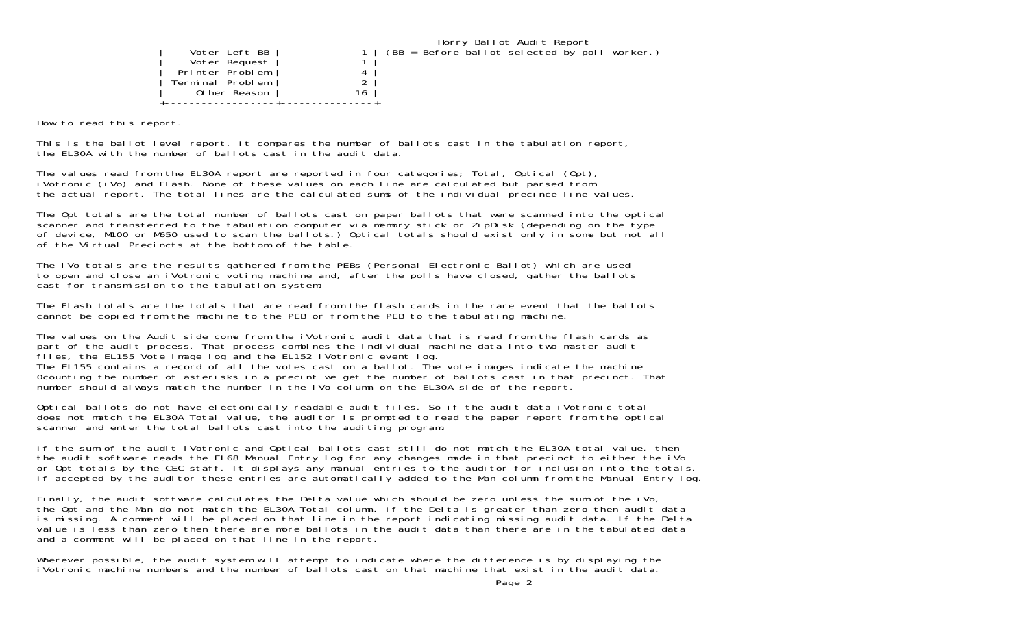Horry Ballot Audit Report

| Reason | Count | Note |
|---|---|---|
| Voter Left BB | 1 | (BB = Before ballot selected by poll worker.) |
| Voter Request | 1 | |
| Printer Problem | 4 | |
| Terminal Problem | 2 | |
| Other Reason | 16 | |

How to read this report.

This is the ballot level report. It compares the number of ballots cast in the tabulation report, the EL30A with the number of ballots cast in the audit data.

The values read from the EL30A report are reported in four categories; Total, Optical (Opt), iVotronic (iVo) and Flash. None of these values on each line are calculated but parsed from the actual report. The total lines are the calculated sums of the individual precince line values.

The Opt totals are the total number of ballots cast on paper ballots that were scanned into the optical scanner and transferred to the tabulation computer via memory stick or ZipDisk (depending on the type of device, M100 or M650 used to scan the ballots.) Optical totals should exist only in some but not all of the Virtual Precincts at the bottom of the table.

The iVo totals are the results gathered from the PEBs (Personal Electronic Ballot) which are used to open and close an iVotronic voting machine and, after the polls have closed, gather the ballots cast for transmission to the tabulation system.

The Flash totals are the totals that are read from the flash cards in the rare event that the ballots cannot be copied from the machine to the PEB or from the PEB to the tabulating machine.

The values on the Audit side come from the iVotronic audit data that is read from the flash cards as part of the audit process. That process combines the individual machine data into two master audit files, the EL155 Vote image log and the EL152 iVotronic event log.
The EL155 contains a record of all the votes cast on a ballot. The vote images indicate the machine 0counting the number of asterisks in a precint we get the number of ballots cast in that precinct. That number should always match the number in the iVo column on the EL30A side of the report.

Optical ballots do not have electonically readable audit files. So if the audit data iVotronic total does not match the EL30A Total value, the auditor is prompted to read the paper report from the optical scanner and enter the total ballots cast into the auditing program.

If the sum of the audit iVotronic and Optical ballots cast still do not match the EL30A total value, then the audit software reads the EL68 Manual Entry log for any changes made in that precinct to either the iVo or Opt totals by the CEC staff. It displays any manual entries to the auditor for inclusion into the totals. If accepted by the auditor these entries are automatically added to the Man column from the Manual Entry log.

Finally, the audit software calculates the Delta value which should be zero unless the sum of the iVo, the Opt and the Man do not match the EL30A Total column. If the Delta is greater than zero then audit data is missing. A comment will be placed on that line in the report indicating missing audit data. If the Delta value is less than zero then there are more ballots in the audit data than there are in the tabulated data and a comment will be placed on that line in the report.

Wherever possible, the audit system will attempt to indicate where the difference is by displaying the iVotronic machine numbers and the number of ballots cast on that machine that exist in the audit data.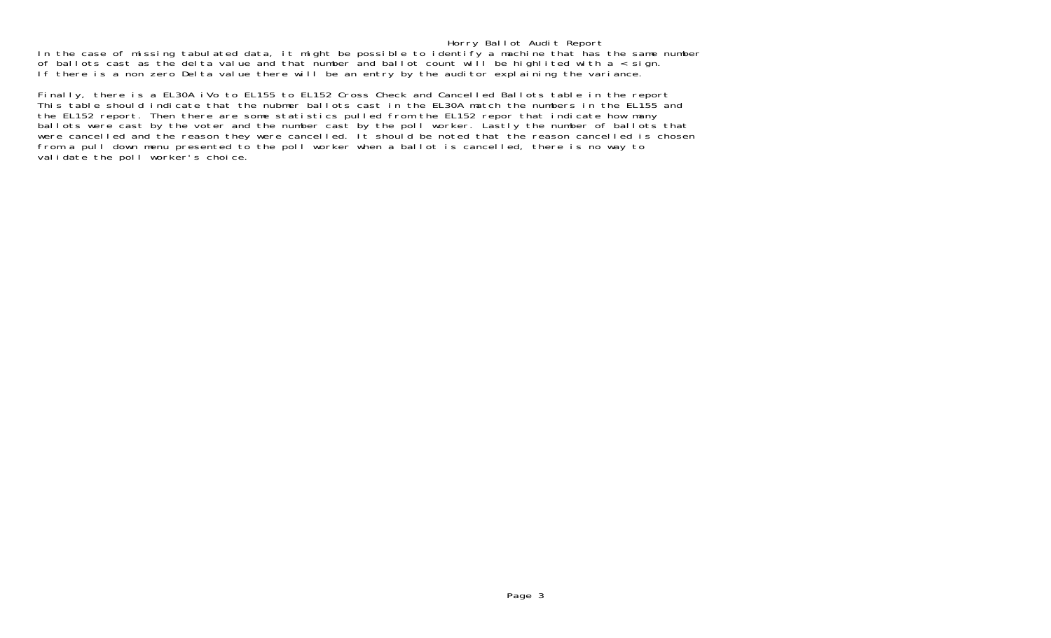In the case of missing tabulated data, it might be possible to identify a machine that has the same number of ballots cast as the delta value and that number and ballot count will be highlited with a < sign. If there is a non zero Delta value there will be an entry by the auditor explaining the variance.

Finally, there is a EL30A iVo to EL155 to EL152 Cross Check and Cancelled Ballots table in the report This table should indicate that the nubmer ballots cast in the EL30A match the numbers in the EL155 and the EL152 report. Then there are some statistics pulled from the EL152 repor that indicate how many ballots were cast by the voter and the number cast by the poll worker. Lastly the number of ballots that were cancelled and the reason they were cancelled. It should be noted that the reason cancelled is chosen from a pull down menu presented to the poll worker when a ballot is cancelled, there is no way to validate the poll worker's choice.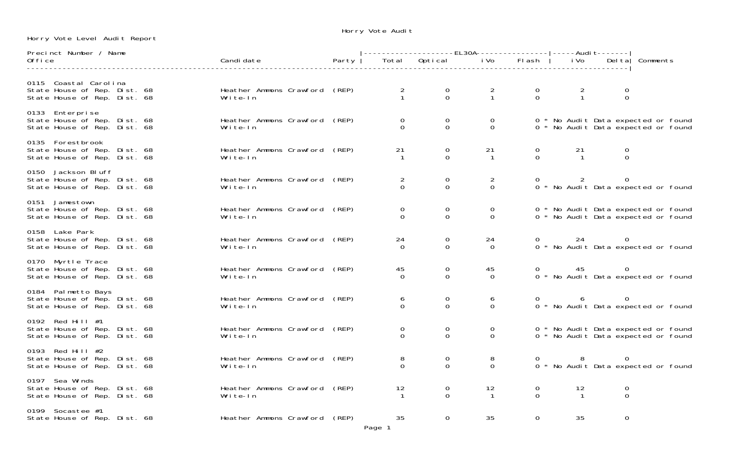Horry Vote Audit

Horry Vote Level Audit Report

| Precinct Number / Name Office | Candidate | Party | EL30A Total | EL30A Optical | EL30A iVo | EL30A Flash | Audit iVo | Audit Delta | Comments |
|---|---|---|---|---|---|---|---|---|---|
| **0115 Coastal Carolina** | | | | | | | | | |
| State House of Rep. Dist. 68 | Heather Ammons Crawford | (REP) | 2 | 0 | 2 | 0 | 2 | 0 | |
| State House of Rep. Dist. 68 | Write-In | | 1 | 0 | 1 | 0 | 1 | 0 | |
| **0133 Enterprise** | | | | | | | | | |
| State House of Rep. Dist. 68 | Heather Ammons Crawford | (REP) | 0 | 0 | 0 | 0 | | | * No Audit Data expected or found |
| State House of Rep. Dist. 68 | Write-In | | 0 | 0 | 0 | 0 | | | * No Audit Data expected or found |
| **0135 Forestbrook** | | | | | | | | | |
| State House of Rep. Dist. 68 | Heather Ammons Crawford | (REP) | 21 | 0 | 21 | 0 | 21 | 0 | |
| State House of Rep. Dist. 68 | Write-In | | 1 | 0 | 1 | 0 | 1 | 0 | |
| **0150 Jackson Bluff** | | | | | | | | | |
| State House of Rep. Dist. 68 | Heather Ammons Crawford | (REP) | 2 | 0 | 2 | 0 | 2 | 0 | |
| State House of Rep. Dist. 68 | Write-In | | 0 | 0 | 0 | 0 | | | * No Audit Data expected or found |
| **0151 Jamestown** | | | | | | | | | |
| State House of Rep. Dist. 68 | Heather Ammons Crawford | (REP) | 0 | 0 | 0 | 0 | | | * No Audit Data expected or found |
| State House of Rep. Dist. 68 | Write-In | | 0 | 0 | 0 | 0 | | | * No Audit Data expected or found |
| **0158 Lake Park** | | | | | | | | | |
| State House of Rep. Dist. 68 | Heather Ammons Crawford | (REP) | 24 | 0 | 24 | 0 | 24 | 0 | |
| State House of Rep. Dist. 68 | Write-In | | 0 | 0 | 0 | 0 | | | * No Audit Data expected or found |
| **0170 Myrtle Trace** | | | | | | | | | |
| State House of Rep. Dist. 68 | Heather Ammons Crawford | (REP) | 45 | 0 | 45 | 0 | 45 | 0 | |
| State House of Rep. Dist. 68 | Write-In | | 0 | 0 | 0 | 0 | | | * No Audit Data expected or found |
| **0184 Palmetto Bays** | | | | | | | | | |
| State House of Rep. Dist. 68 | Heather Ammons Crawford | (REP) | 6 | 0 | 6 | 0 | 6 | 0 | |
| State House of Rep. Dist. 68 | Write-In | | 0 | 0 | 0 | 0 | | | * No Audit Data expected or found |
| **0192 Red Hill #1** | | | | | | | | | |
| State House of Rep. Dist. 68 | Heather Ammons Crawford | (REP) | 0 | 0 | 0 | 0 | | | * No Audit Data expected or found |
| State House of Rep. Dist. 68 | Write-In | | 0 | 0 | 0 | 0 | | | * No Audit Data expected or found |
| **0193 Red Hill #2** | | | | | | | | | |
| State House of Rep. Dist. 68 | Heather Ammons Crawford | (REP) | 8 | 0 | 8 | 0 | 8 | 0 | |
| State House of Rep. Dist. 68 | Write-In | | 0 | 0 | 0 | 0 | | | * No Audit Data expected or found |
| **0197 Sea Winds** | | | | | | | | | |
| State House of Rep. Dist. 68 | Heather Ammons Crawford | (REP) | 12 | 0 | 12 | 0 | 12 | 0 | |
| State House of Rep. Dist. 68 | Write-In | | 1 | 0 | 1 | 0 | 1 | 0 | |
| **0199 Socastee #1** | | | | | | | | | |
| State House of Rep. Dist. 68 | Heather Ammons Crawford | (REP) | 35 | 0 | 35 | 0 | 35 | 0 | |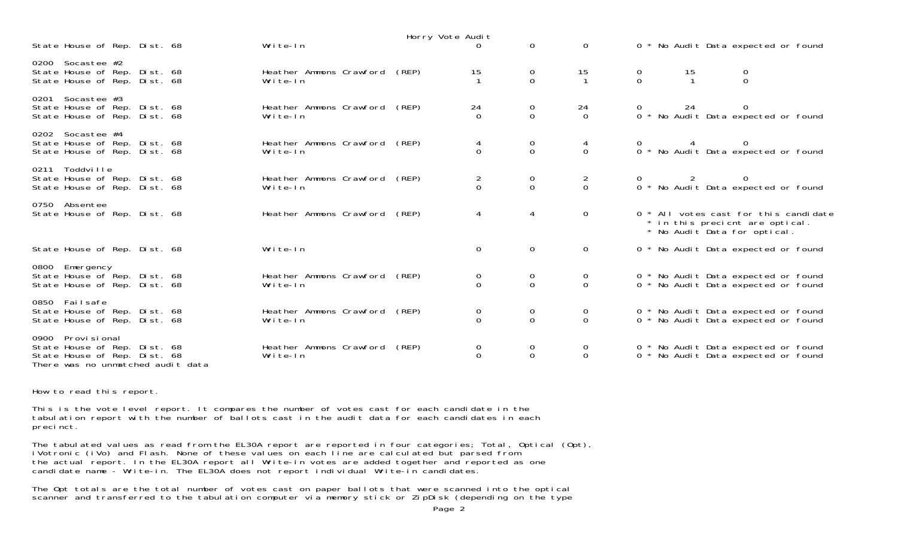Horry Vote Audit

| Precinct / Contest | Candidate | Total | Opt | iVo | Flash | Audit | Diff |
|---|---|---|---|---|---|---|---|
| State House of Rep. Dist. 68 | Write-In | 0 | 0 | 0 | 0 * No Audit Data expected or found | | |
| **0200 Socastee #2** | | | | | | | |
| State House of Rep. Dist. 68 | Heather Ammons Crawford (REP) | 15 | 0 | 15 | 0 | 15 | 0 |
| State House of Rep. Dist. 68 | Write-In | 1 | 0 | 1 | 0 | 1 | 0 |
| **0201 Socastee #3** | | | | | | | |
| State House of Rep. Dist. 68 | Heather Ammons Crawford (REP) | 24 | 0 | 24 | 0 | 24 | 0 |
| State House of Rep. Dist. 68 | Write-In | 0 | 0 | 0 | 0 * No Audit Data expected or found | | |
| **0202 Socastee #4** | | | | | | | |
| State House of Rep. Dist. 68 | Heather Ammons Crawford (REP) | 4 | 0 | 4 | 0 | 4 | 0 |
| State House of Rep. Dist. 68 | Write-In | 0 | 0 | 0 | 0 * No Audit Data expected or found | | |
| **0211 Toddville** | | | | | | | |
| State House of Rep. Dist. 68 | Heather Ammons Crawford (REP) | 2 | 0 | 2 | 0 | 2 | 0 |
| State House of Rep. Dist. 68 | Write-In | 0 | 0 | 0 | 0 * No Audit Data expected or found | | |
| **0750 Absentee** | | | | | | | |
| State House of Rep. Dist. 68 | Heather Ammons Crawford (REP) | 4 | 4 | 0 | 0 * All votes cast for this candidate * in this precicnt are optical. * No Audit Data for optical. | | |
| State House of Rep. Dist. 68 | Write-In | 0 | 0 | 0 | 0 * No Audit Data expected or found | | |
| **0800 Emergency** | | | | | | | |
| State House of Rep. Dist. 68 | Heather Ammons Crawford (REP) | 0 | 0 | 0 | 0 * No Audit Data expected or found | | |
| State House of Rep. Dist. 68 | Write-In | 0 | 0 | 0 | 0 * No Audit Data expected or found | | |
| **0850 Failsafe** | | | | | | | |
| State House of Rep. Dist. 68 | Heather Ammons Crawford (REP) | 0 | 0 | 0 | 0 * No Audit Data expected or found | | |
| State House of Rep. Dist. 68 | Write-In | 0 | 0 | 0 | 0 * No Audit Data expected or found | | |
| **0900 Provisional** | | | | | | | |
| State House of Rep. Dist. 68 | Heather Ammons Crawford (REP) | 0 | 0 | 0 | 0 * No Audit Data expected or found | | |
| State House of Rep. Dist. 68 | Write-In | 0 | 0 | 0 | 0 * No Audit Data expected or found | | |

There was no unmatched audit data

How to read this report.

This is the vote level report. It compares the number of votes cast for each candidate in the tabulation report with the number of ballots cast in the audit data for each candidates in each precinct.

The tabulated values as read from the EL30A report are reported in four categories; Total, Optical (Opt), iVotronic (iVo) and Flash. None of these values on each line are calculated but parsed from the actual report. In the EL30A report all Write-in votes are added together and reported as one candidate name - Write-in. The EL30A does not report individual Write-in candidates.

The Opt totals are the total number of votes cast on paper ballots that were scanned into the optical scanner and transferred to the tabulation computer via memory stick or ZipDisk (depending on the type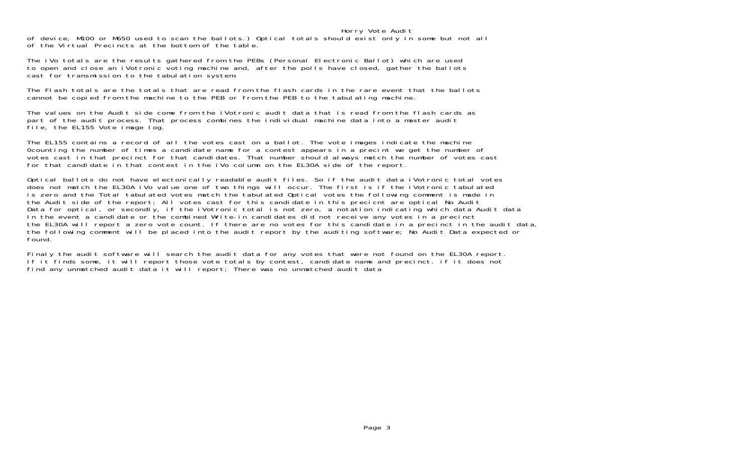of device, M100 or M650 used to scan the ballots.) Optical totals should exist only in some but not all of the Virtual Precincts at the bottom of the table.

The iVo totals are the results gathered from the PEBs (Personal Electronic Ballot) which are used to open and close an iVotronic voting machine and, after the polls have closed, gather the ballots cast for transmission to the tabulation system.

The Flash totals are the totals that are read from the flash cards in the rare event that the ballots cannot be copied from the machine to the PEB or from the PEB to the tabulating machine.

The values on the Audit side come from the iVotronic audit data that is read from the flash cards as part of the audit process. That process combines the individual machine data into a master audit file, the EL155 Vote image log.

The EL155 contains a record of all the votes cast on a ballot. The vote images indicate the machine 0counting the number of times a candidate name for a contest appears in a precint we get the number of votes cast in that precinct for that candidates. That number should always match the number of votes cast for that candidate in that contest in the iVo column on the EL30A side of the report.

Optical ballots do not have electonically readable audit files. So if the audit data iVotronic total votes does not match the EL30A iVo value one of two things will occur. The first is if the iVotronic tabulated is zero and the Total tabulated votes match the tabulated Optical votes the following comment is made in the Audit side of the report; All votes cast for this candidate in this precicnt are optical No Audit Data for optical, or secondly, if the iVotronic total is not zero, a notation indicating which data Audit data In the event a candidate or the combined Write-in candidates did not receive any votes in a precinct the EL30A will report a zero vote count. If there are no votes for this candidate in a precinct in the audit data, the following comment will be placed into the audit report by the auditing software; No Audit Data expected or found.

Finaly the audit software will search the audit data for any votes that were not found on the EL30A report. If it finds some, it will report those vote totals by contest, candidate name and precinct. if it does not find any unmatched audit data it will report; There was no unmatched audit data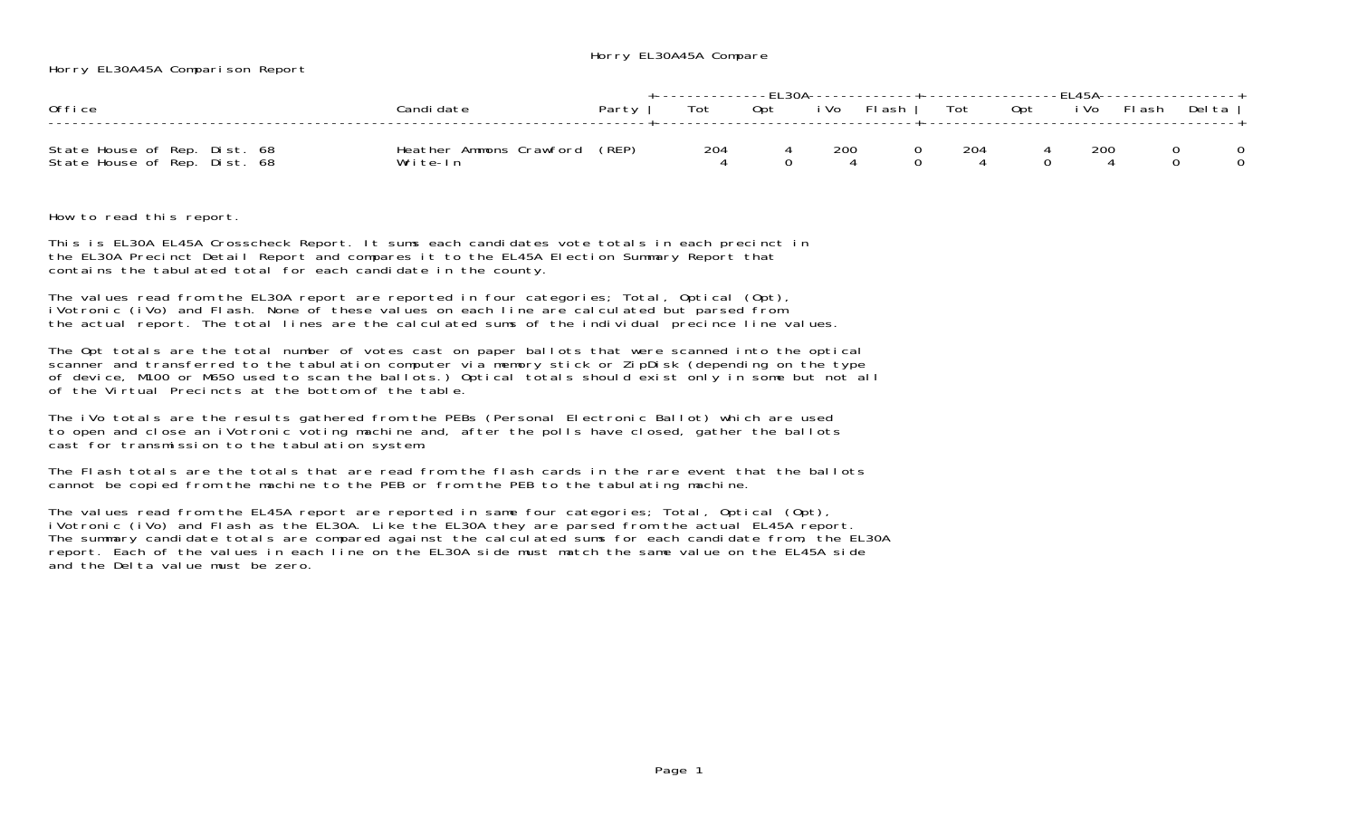Horry EL30A45A Comparison Report

| Office | Candidate | Party | EL30A Tot | EL30A Opt | EL30A iVo | EL30A Flash | EL45A Tot | EL45A Opt | EL45A iVo | EL45A Flash | Delta |
|---|---|---|---|---|---|---|---|---|---|---|---|
| State House of Rep. Dist. 68 | Heather Ammons Crawford | (REP) | 204 | 4 | 200 | 0 | 204 | 4 | 200 | 0 | 0 |
| State House of Rep. Dist. 68 | Write-In | | 4 | 0 | 4 | 0 | 4 | 0 | 4 | 0 | 0 |

How to read this report.

This is EL30A EL45A Crosscheck Report. It sums each candidates vote totals in each precinct in the EL30A Precinct Detail Report and compares it to the EL45A Election Summary Report that contains the tabulated total for each candidate in the county.

The values read from the EL30A report are reported in four categories; Total, Optical (Opt), iVotronic (iVo) and Flash. None of these values on each line are calculated but parsed from the actual report. The total lines are the calculated sums of the individual precince line values.

The Opt totals are the total number of votes cast on paper ballots that were scanned into the optical scanner and transferred to the tabulation computer via memory stick or ZipDisk (depending on the type of device, M100 or M650 used to scan the ballots.) Optical totals should exist only in some but not all of the Virtual Precincts at the bottom of the table.

The iVo totals are the results gathered from the PEBs (Personal Electronic Ballot) which are used to open and close an iVotronic voting machine and, after the polls have closed, gather the ballots cast for transmission to the tabulation system.

The Flash totals are the totals that are read from the flash cards in the rare event that the ballots cannot be copied from the machine to the PEB or from the PEB to the tabulating machine.

The values read from the EL45A report are reported in same four categories; Total, Optical (Opt), iVotronic (iVo) and Flash as the EL30A. Like the EL30A they are parsed from the actual EL45A report. The summary candidate totals are compared against the calculated sums for each candidate from, the EL30A report. Each of the values in each line on the EL30A side must match the same value on the EL45A side and the Delta value must be zero.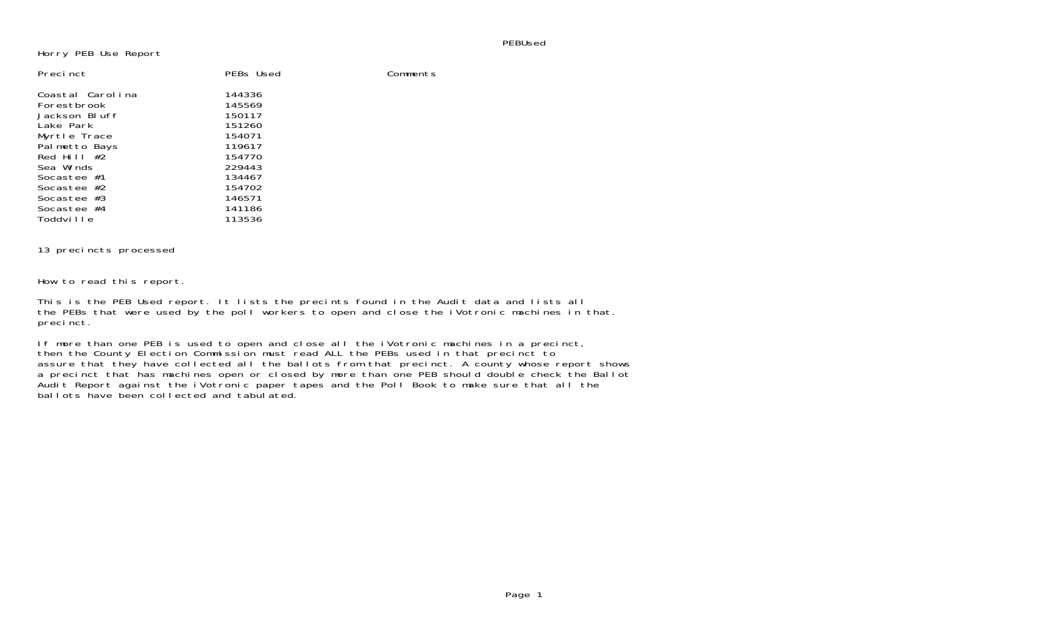# Horry PEB Use Report

| Precinct | PEBs Used | Comments |
| --- | --- | --- |
| Coastal Carolina | 144336 | |
| Forestbrook | 145569 | |
| Jackson Bluff | 150117 | |
| Lake Park | 151260 | |
| Myrtle Trace | 154071 | |
| Palmetto Bays | 119617 | |
| Red Hill #2 | 154770 | |
| Sea Winds | 229443 | |
| Socastee #1 | 134467 | |
| Socastee #2 | 154702 | |
| Socastee #3 | 146571 | |
| Socastee #4 | 141186 | |
| Toddville | 113536 | |

13 precincts processed

How to read this report.

This is the PEB Used report. It lists the precints found in the Audit data and lists all the PEBs that were used by the poll workers to open and close the iVotronic machines in that. precinct.

If more than one PEB is used to open and close all the iVotronic machines in a precinct, then the County Election Commission must read ALL the PEBs used in that precinct to assure that they have collected all the ballots from that precinct. A county whose report shows a precinct that has machines open or closed by more than one PEB should double check the Ballot Audit Report against the iVotronic paper tapes and the Poll Book to make sure that all the ballots have been collected and tabulated.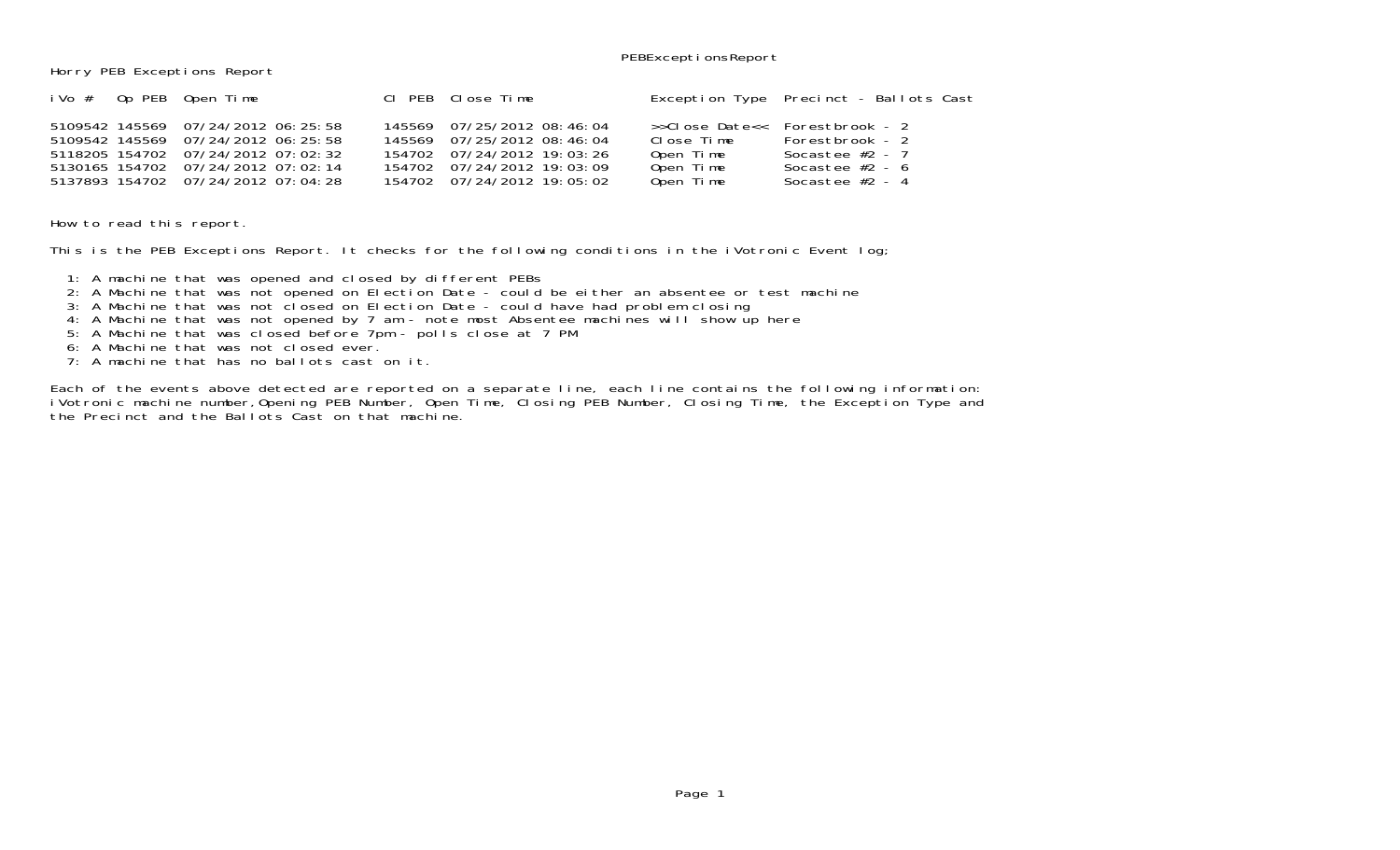PEBExceptionsReport

Horry PEB Exceptions Report

| iVo # | Op PEB | Open Time | Cl PEB | Close Time | Exception Type | Precinct - Ballots Cast |
|---|---|---|---|---|---|---|
| 5109542 | 145569 | 07/24/2012 06:25:58 | 145569 | 07/25/2012 08:46:04 | >>Close Date<< | Forestbrook - 2 |
| 5109542 | 145569 | 07/24/2012 06:25:58 | 145569 | 07/25/2012 08:46:04 | Close Time | Forestbrook - 2 |
| 5118205 | 154702 | 07/24/2012 07:02:32 | 154702 | 07/24/2012 19:03:26 | Open Time | Socastee #2 - 7 |
| 5130165 | 154702 | 07/24/2012 07:02:14 | 154702 | 07/24/2012 19:03:09 | Open Time | Socastee #2 - 6 |
| 5137893 | 154702 | 07/24/2012 07:04:28 | 154702 | 07/24/2012 19:05:02 | Open Time | Socastee #2 - 4 |

How to read this report.

This is the PEB Exceptions Report. It checks for the following conditions in the iVotronic Event log;

1: A machine that was opened and closed by different PEBs
2: A Machine that was not opened on Election Date - could be either an absentee or test machine
3: A Machine that was not closed on Election Date - could have had problem closing
4: A Machine that was not opened by 7 am - note most Absentee machines will show up here
5: A Machine that was closed before 7pm - polls close at 7 PM
6: A Machine that was not closed ever.
7: A machine that has no ballots cast on it.

Each of the events above detected are reported on a separate line, each line contains the following information:
iVotronic machine number,Opening PEB Number, Open Time, Closing PEB Number, Closing Time, the Exception Type and the Precinct and the Ballots Cast on that machine.